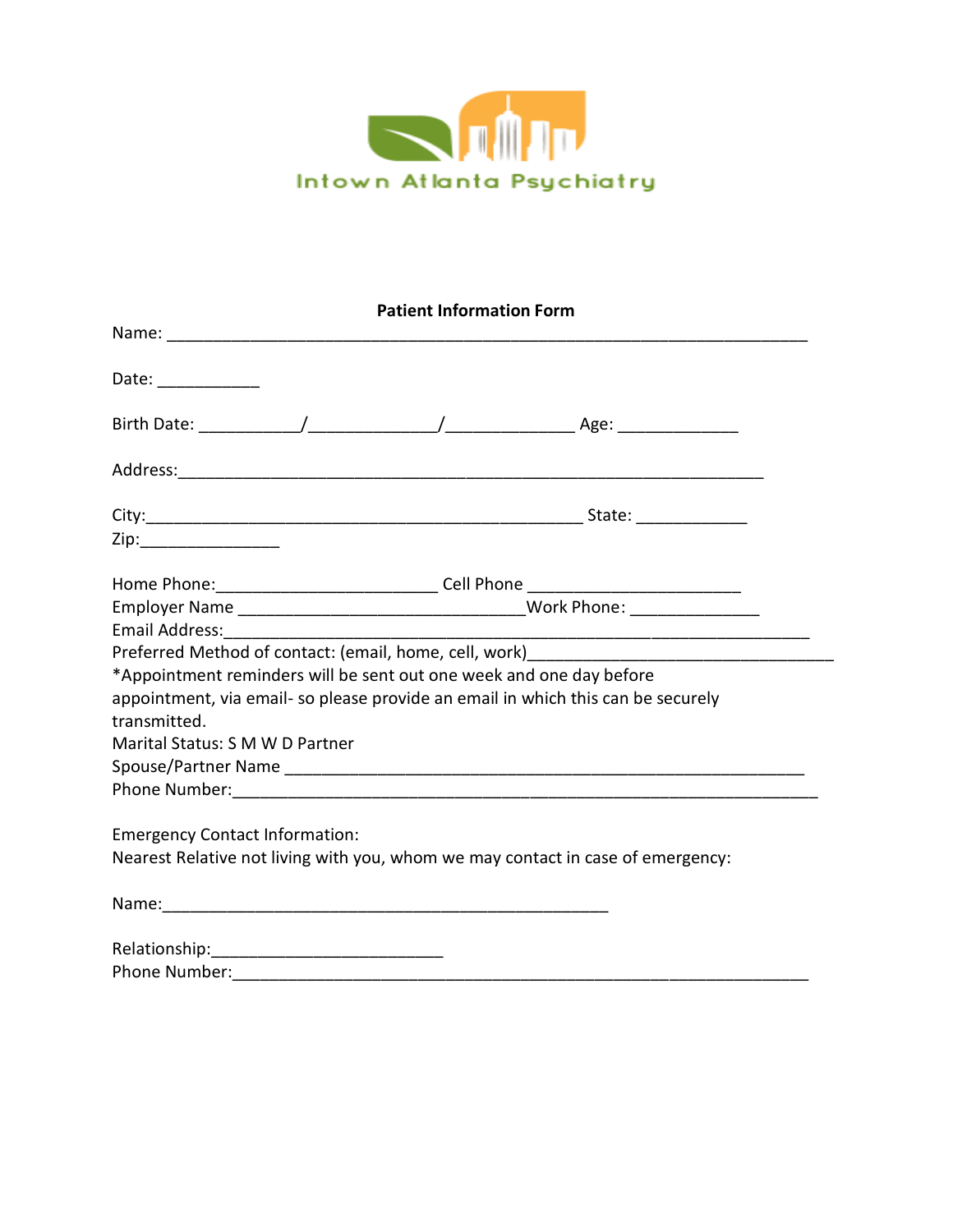Intown Atlanta Psychiatry

**Patient Information Form**

Name: ___________________________________________________________________

Date: ___________

Birth Date: ___________/_____________/_____________ Age: _____________

Address:________________________________________________________________

City:_________________________________________________ State: ____________

Zip:_______________

Home Phone:________________________ Cell Phone _______________________

Employer Name _______________________________Work Phone: _____________

Email Address:____________________________________________________________

Preferred Method of contact: (email, home, cell, work)________________________________

*Appointment reminders will be sent out one week and one day before appointment, via email- so please provide an email in which this can be securely transmitted.

Marital Status: S M W D Partner

Spouse/Partner Name _________________________________________________________

Phone Number:_____________________________________________________________

Emergency Contact Information:

Nearest Relative not living with you, whom we may contact in case of emergency:

Name:________________________________________________

Relationship:_________________________

Phone Number:_____________________________________________________________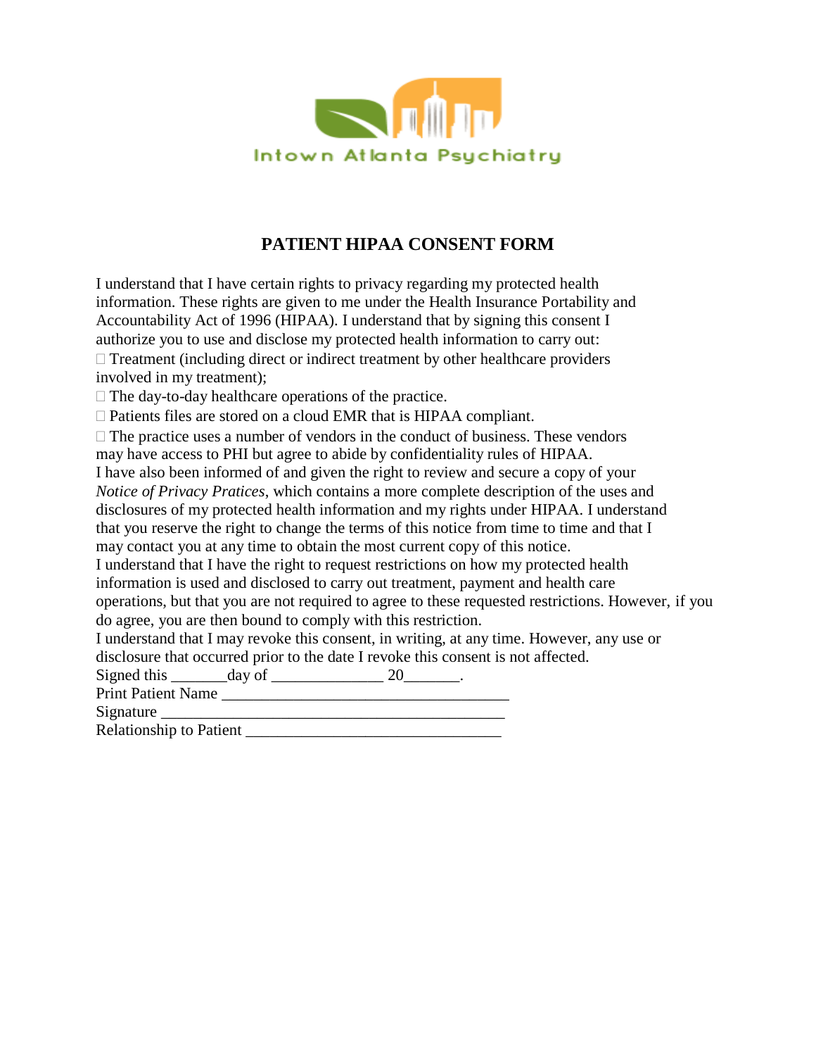Intown Atlanta Psychiatry

# PATIENT HIPAA CONSENT FORM

I understand that I have certain rights to privacy regarding my protected health information. These rights are given to me under the Health Insurance Portability and Accountability Act of 1996 (HIPAA). I understand that by signing this consent I authorize you to use and disclose my protected health information to carry out:

- Treatment (including direct or indirect treatment by other healthcare providers involved in my treatment);
- The day-to-day healthcare operations of the practice.
- Patients files are stored on a cloud EMR that is HIPAA compliant.
- The practice uses a number of vendors in the conduct of business. These vendors may have access to PHI but agree to abide by confidentiality rules of HIPAA.

I have also been informed of and given the right to review and secure a copy of your *Notice of Privacy Pratices*, which contains a more complete description of the uses and disclosures of my protected health information and my rights under HIPAA. I understand that you reserve the right to change the terms of this notice from time to time and that I may contact you at any time to obtain the most current copy of this notice.

I understand that I have the right to request restrictions on how my protected health information is used and disclosed to carry out treatment, payment and health care operations, but that you are not required to agree to these requested restrictions. However, if you do agree, you are then bound to comply with this restriction.

I understand that I may revoke this consent, in writing, at any time. However, any use or disclosure that occurred prior to the date I revoke this consent is not affected.

Signed this _______day of ______________ 20_______.

Print Patient Name ____________________________________

Signature ____________________________________________

Relationship to Patient ________________________________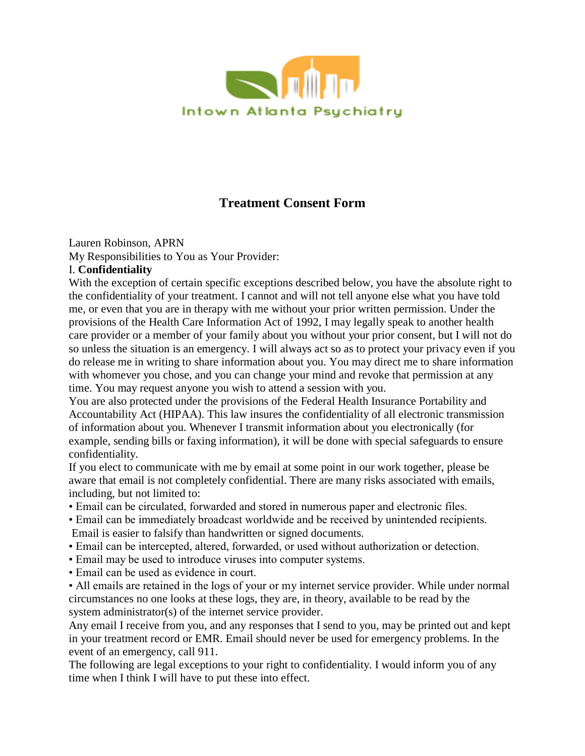Intown Atlanta Psychiatry

# Treatment Consent Form

Lauren Robinson, APRN

My Responsibilities to You as Your Provider:

I. **Confidentiality**

With the exception of certain specific exceptions described below, you have the absolute right to the confidentiality of your treatment. I cannot and will not tell anyone else what you have told me, or even that you are in therapy with me without your prior written permission. Under the provisions of the Health Care Information Act of 1992, I may legally speak to another health care provider or a member of your family about you without your prior consent, but I will not do so unless the situation is an emergency. I will always act so as to protect your privacy even if you do release me in writing to share information about you. You may direct me to share information with whomever you chose, and you can change your mind and revoke that permission at any time. You may request anyone you wish to attend a session with you.

You are also protected under the provisions of the Federal Health Insurance Portability and Accountability Act (HIPAA). This law insures the confidentiality of all electronic transmission of information about you. Whenever I transmit information about you electronically (for example, sending bills or faxing information), it will be done with special safeguards to ensure confidentiality.

If you elect to communicate with me by email at some point in our work together, please be aware that email is not completely confidential. There are many risks associated with emails, including, but not limited to:

- Email can be circulated, forwarded and stored in numerous paper and electronic files.
- Email can be immediately broadcast worldwide and be received by unintended recipients. Email is easier to falsify than handwritten or signed documents.
- Email can be intercepted, altered, forwarded, or used without authorization or detection.
- Email may be used to introduce viruses into computer systems.
- Email can be used as evidence in court.
- All emails are retained in the logs of your or my internet service provider. While under normal circumstances no one looks at these logs, they are, in theory, available to be read by the system administrator(s) of the internet service provider.

Any email I receive from you, and any responses that I send to you, may be printed out and kept in your treatment record or EMR. Email should never be used for emergency problems. In the event of an emergency, call 911.

The following are legal exceptions to your right to confidentiality. I would inform you of any time when I think I will have to put these into effect.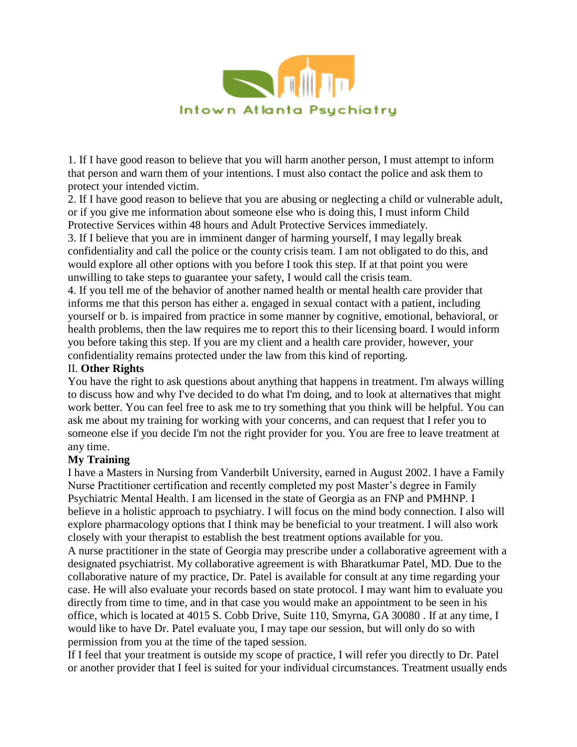1. If I have good reason to believe that you will harm another person, I must attempt to inform that person and warn them of your intentions. I must also contact the police and ask them to protect your intended victim.
2. If I have good reason to believe that you are abusing or neglecting a child or vulnerable adult, or if you give me information about someone else who is doing this, I must inform Child Protective Services within 48 hours and Adult Protective Services immediately.
3. If I believe that you are in imminent danger of harming yourself, I may legally break confidentiality and call the police or the county crisis team. I am not obligated to do this, and would explore all other options with you before I took this step. If at that point you were unwilling to take steps to guarantee your safety, I would call the crisis team.
4. If you tell me of the behavior of another named health or mental health care provider that informs me that this person has either a. engaged in sexual contact with a patient, including yourself or b. is impaired from practice in some manner by cognitive, emotional, behavioral, or health problems, then the law requires me to report this to their licensing board. I would inform you before taking this step. If you are my client and a health care provider, however, your confidentiality remains protected under the law from this kind of reporting.

## II. **Other Rights**

You have the right to ask questions about anything that happens in treatment. I'm always willing to discuss how and why I've decided to do what I'm doing, and to look at alternatives that might work better. You can feel free to ask me to try something that you think will be helpful. You can ask me about my training for working with your concerns, and can request that I refer you to someone else if you decide I'm not the right provider for you. You are free to leave treatment at any time.

**My Training**

I have a Masters in Nursing from Vanderbilt University, earned in August 2002. I have a Family Nurse Practitioner certification and recently completed my post Master's degree in Family Psychiatric Mental Health. I am licensed in the state of Georgia as an FNP and PMHNP. I believe in a holistic approach to psychiatry. I will focus on the mind body connection. I also will explore pharmacology options that I think may be beneficial to your treatment. I will also work closely with your therapist to establish the best treatment options available for you.

A nurse practitioner in the state of Georgia may prescribe under a collaborative agreement with a designated psychiatrist. My collaborative agreement is with Bharatkumar Patel, MD. Due to the collaborative nature of my practice, Dr. Patel is available for consult at any time regarding your case. He will also evaluate your records based on state protocol. I may want him to evaluate you directly from time to time, and in that case you would make an appointment to be seen in his office, which is located at 4015 S. Cobb Drive, Suite 110, Smyrna, GA 30080 . If at any time, I would like to have Dr. Patel evaluate you, I may tape our session, but will only do so with permission from you at the time of the taped session.

If I feel that your treatment is outside my scope of practice, I will refer you directly to Dr. Patel or another provider that I feel is suited for your individual circumstances. Treatment usually ends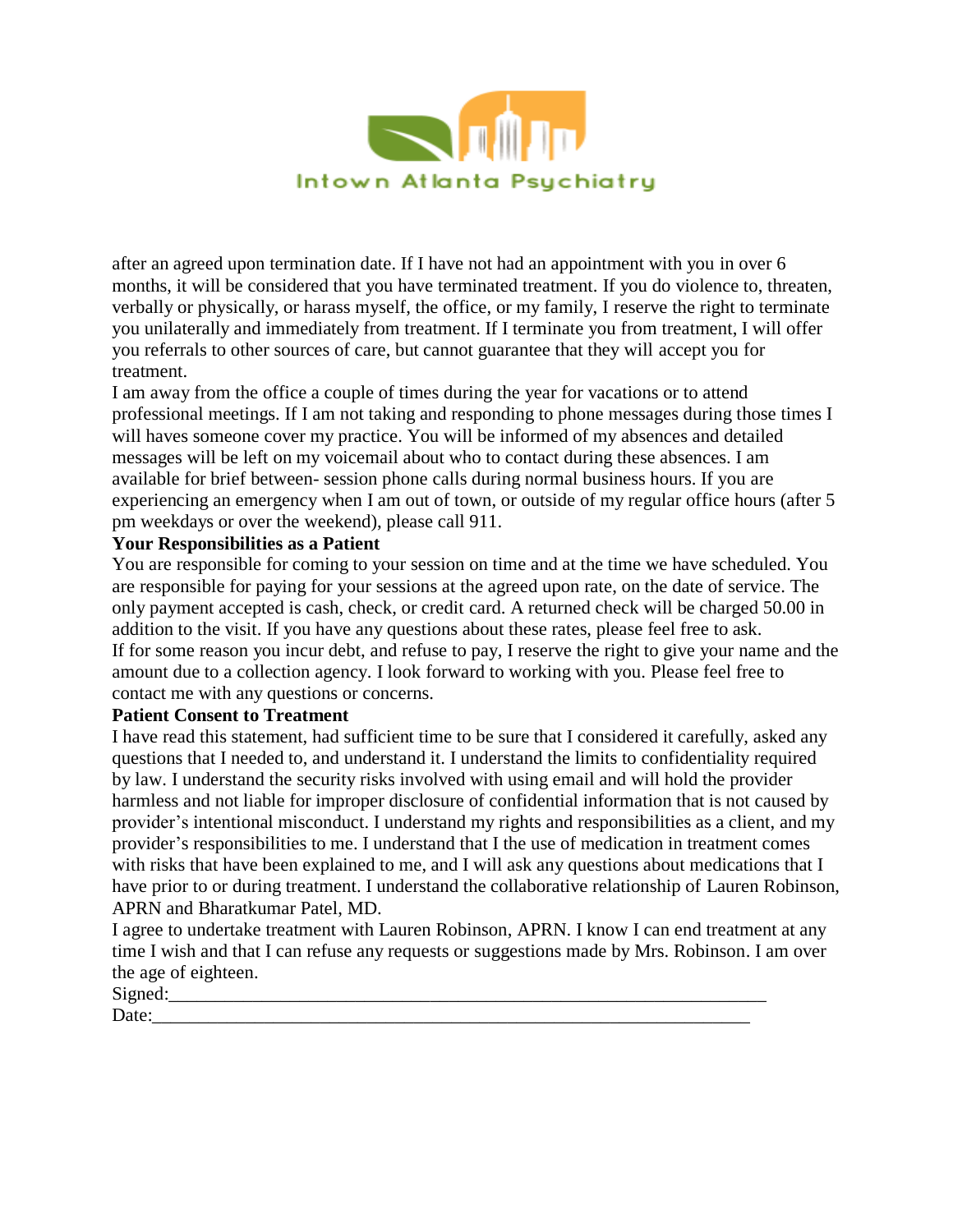after an agreed upon termination date. If I have not had an appointment with you in over 6 months, it will be considered that you have terminated treatment. If you do violence to, threaten, verbally or physically, or harass myself, the office, or my family, I reserve the right to terminate you unilaterally and immediately from treatment. If I terminate you from treatment, I will offer you referrals to other sources of care, but cannot guarantee that they will accept you for treatment.

I am away from the office a couple of times during the year for vacations or to attend professional meetings. If I am not taking and responding to phone messages during those times I will haves someone cover my practice. You will be informed of my absences and detailed messages will be left on my voicemail about who to contact during these absences. I am available for brief between- session phone calls during normal business hours. If you are experiencing an emergency when I am out of town, or outside of my regular office hours (after 5 pm weekdays or over the weekend), please call 911.

**Your Responsibilities as a Patient**

You are responsible for coming to your session on time and at the time we have scheduled. You are responsible for paying for your sessions at the agreed upon rate, on the date of service. The only payment accepted is cash, check, or credit card. A returned check will be charged 50.00 in addition to the visit. If you have any questions about these rates, please feel free to ask.

If for some reason you incur debt, and refuse to pay, I reserve the right to give your name and the amount due to a collection agency. I look forward to working with you. Please feel free to contact me with any questions or concerns.

**Patient Consent to Treatment**

I have read this statement, had sufficient time to be sure that I considered it carefully, asked any questions that I needed to, and understand it. I understand the limits to confidentiality required by law. I understand the security risks involved with using email and will hold the provider harmless and not liable for improper disclosure of confidential information that is not caused by provider's intentional misconduct. I understand my rights and responsibilities as a client, and my provider's responsibilities to me. I understand that I the use of medication in treatment comes with risks that have been explained to me, and I will ask any questions about medications that I have prior to or during treatment. I understand the collaborative relationship of Lauren Robinson, APRN and Bharatkumar Patel, MD.

I agree to undertake treatment with Lauren Robinson, APRN. I know I can end treatment at any time I wish and that I can refuse any requests or suggestions made by Mrs. Robinson. I am over the age of eighteen.

Signed:_________________________________________________________________

Date:__________________________________________________________________